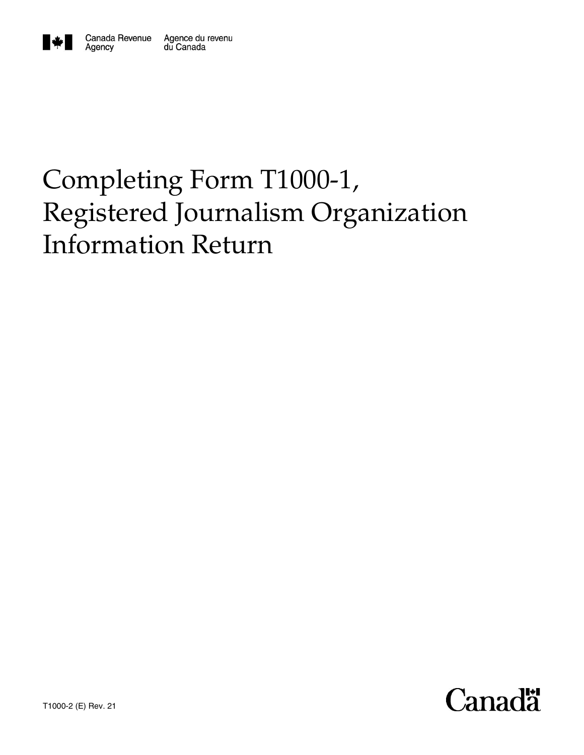Canada Revenue Agency    Agence du revenu du Canada

# Completing Form T1000-1, Registered Journalism Organization Information Return

T1000-2 (E) Rev. 21

Canada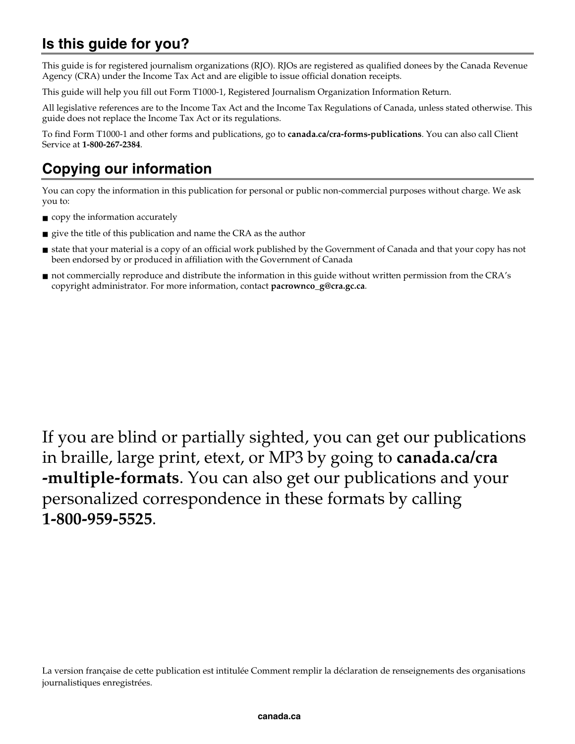## Is this guide for you?

This guide is for registered journalism organizations (RJO). RJOs are registered as qualified donees by the Canada Revenue Agency (CRA) under the Income Tax Act and are eligible to issue official donation receipts.

This guide will help you fill out Form T1000-1, Registered Journalism Organization Information Return.

All legislative references are to the Income Tax Act and the Income Tax Regulations of Canada, unless stated otherwise. This guide does not replace the Income Tax Act or its regulations.

To find Form T1000-1 and other forms and publications, go to **canada.ca/cra-forms-publications**. You can also call Client Service at **1-800-267-2384**.

## Copying our information

You can copy the information in this publication for personal or public non-commercial purposes without charge. We ask you to:

- copy the information accurately
- give the title of this publication and name the CRA as the author
- state that your material is a copy of an official work published by the Government of Canada and that your copy has not been endorsed by or produced in affiliation with the Government of Canada
- not commercially reproduce and distribute the information in this guide without written permission from the CRA's copyright administrator. For more information, contact **pacrownco_g@cra.gc.ca**.

If you are blind or partially sighted, you can get our publications in braille, large print, etext, or MP3 by going to **canada.ca/cra-multiple-formats**. You can also get our publications and your personalized correspondence in these formats by calling **1-800-959-5525**.

La version française de cette publication est intitulée Comment remplir la déclaration de renseignements des organisations journalistiques enregistrées.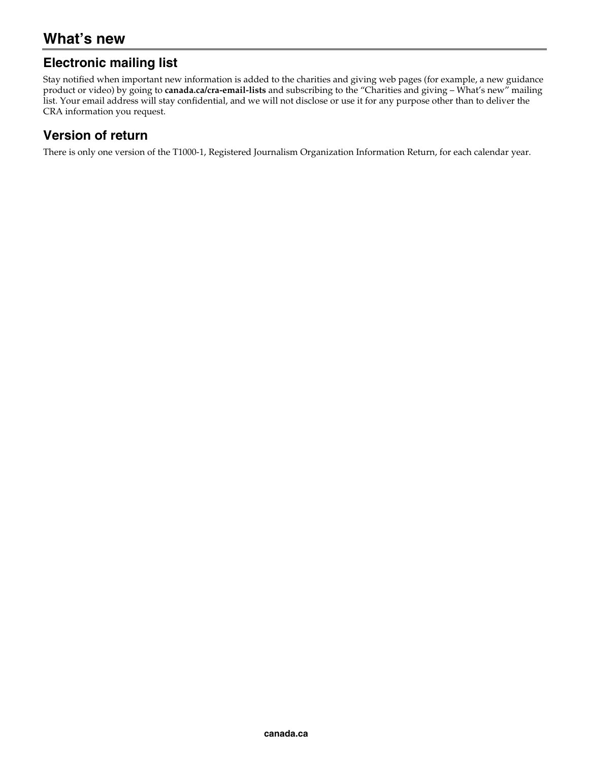# What's new

## Electronic mailing list

Stay notified when important new information is added to the charities and giving web pages (for example, a new guidance product or video) by going to **canada.ca/cra-email-lists** and subscribing to the "Charities and giving – What's new" mailing list. Your email address will stay confidential, and we will not disclose or use it for any purpose other than to deliver the CRA information you request.

## Version of return

There is only one version of the T1000-1, Registered Journalism Organization Information Return, for each calendar year.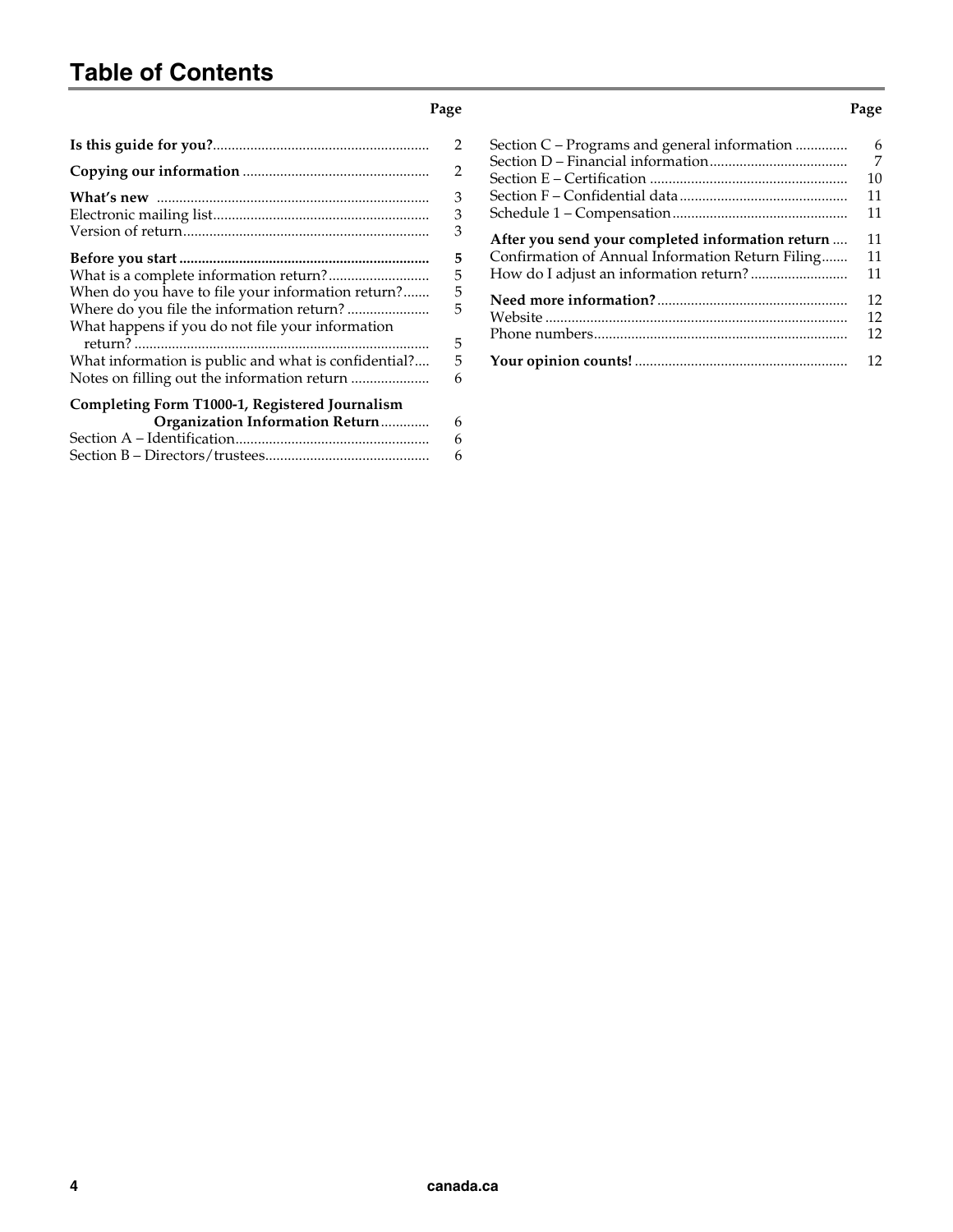# Table of Contents

| | Page |
|---|---|
| **Is this guide for you?** | 2 |
| **Copying our information** | 2 |
| **What's new** | 3 |
| Electronic mailing list | 3 |
| Version of return | 3 |
| **Before you start** | 5 |
| What is a complete information return? | 5 |
| When do you have to file your information return? | 5 |
| Where do you file the information return? | 5 |
| What happens if you do not file your information return? | 5 |
| What information is public and what is confidential? | 5 |
| Notes on filling out the information return | 6 |
| **Completing Form T1000-1, Registered Journalism Organization Information Return** | 6 |
| Section A – Identification | 6 |
| Section B – Directors/trustees | 6 |
| Section C – Programs and general information | 6 |
| Section D – Financial information | 7 |
| Section E – Certification | 10 |
| Section F – Confidential data | 11 |
| Schedule 1 – Compensation | 11 |
| **After you send your completed information return** | 11 |
| Confirmation of Annual Information Return Filing | 11 |
| How do I adjust an information return? | 11 |
| **Need more information?** | 12 |
| Website | 12 |
| Phone numbers | 12 |
| **Your opinion counts!** | 12 |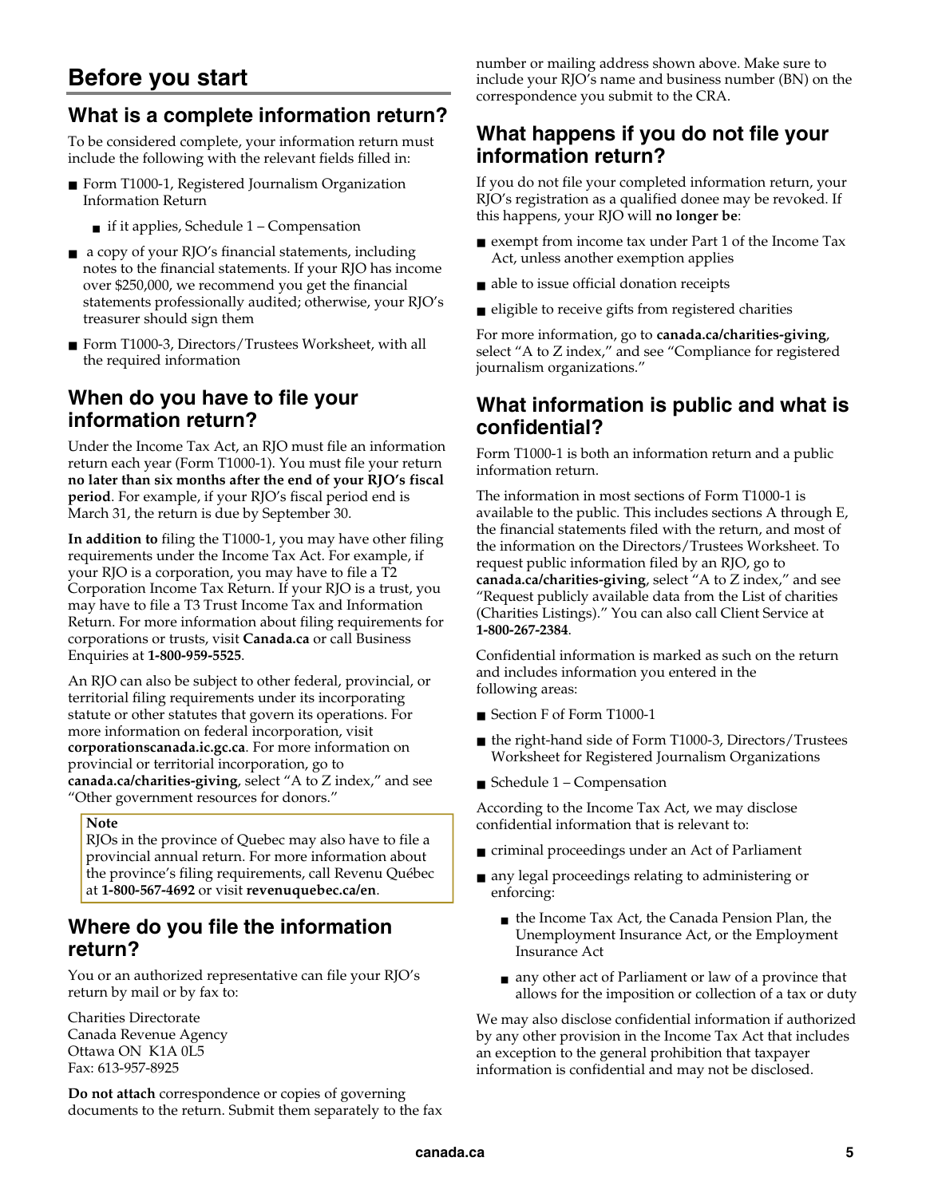# Before you start

## What is a complete information return?

To be considered complete, your information return must include the following with the relevant fields filled in:

- Form T1000-1, Registered Journalism Organization Information Return
  - if it applies, Schedule 1 – Compensation
- a copy of your RJO's financial statements, including notes to the financial statements. If your RJO has income over $250,000, we recommend you get the financial statements professionally audited; otherwise, your RJO's treasurer should sign them
- Form T1000-3, Directors/Trustees Worksheet, with all the required information

## When do you have to file your information return?

Under the Income Tax Act, an RJO must file an information return each year (Form T1000-1). You must file your return **no later than six months after the end of your RJO's fiscal period**. For example, if your RJO's fiscal period end is March 31, the return is due by September 30.

**In addition to** filing the T1000-1, you may have other filing requirements under the Income Tax Act. For example, if your RJO is a corporation, you may have to file a T2 Corporation Income Tax Return. If your RJO is a trust, you may have to file a T3 Trust Income Tax and Information Return. For more information about filing requirements for corporations or trusts, visit **Canada.ca** or call Business Enquiries at **1-800-959-5525**.

An RJO can also be subject to other federal, provincial, or territorial filing requirements under its incorporating statute or other statutes that govern its operations. For more information on federal incorporation, visit **corporationscanada.ic.gc.ca**. For more information on provincial or territorial incorporation, go to **canada.ca/charities-giving**, select "A to Z index," and see "Other government resources for donors."

> **Note**
> RJOs in the province of Quebec may also have to file a provincial annual return. For more information about the province's filing requirements, call Revenu Québec at **1-800-567-4692** or visit **revenuquebec.ca/en**.

## Where do you file the information return?

You or an authorized representative can file your RJO's return by mail or by fax to:

Charities Directorate
Canada Revenue Agency
Ottawa ON K1A 0L5
Fax: 613-957-8925

**Do not attach** correspondence or copies of governing documents to the return. Submit them separately to the fax number or mailing address shown above. Make sure to include your RJO's name and business number (BN) on the correspondence you submit to the CRA.

## What happens if you do not file your information return?

If you do not file your completed information return, your RJO's registration as a qualified donee may be revoked. If this happens, your RJO will **no longer be**:

- exempt from income tax under Part 1 of the Income Tax Act, unless another exemption applies
- able to issue official donation receipts
- eligible to receive gifts from registered charities

For more information, go to **canada.ca/charities-giving**, select "A to Z index," and see "Compliance for registered journalism organizations."

## What information is public and what is confidential?

Form T1000-1 is both an information return and a public information return.

The information in most sections of Form T1000-1 is available to the public. This includes sections A through E, the financial statements filed with the return, and most of the information on the Directors/Trustees Worksheet. To request public information filed by an RJO, go to **canada.ca/charities-giving**, select "A to Z index," and see "Request publicly available data from the List of charities (Charities Listings)." You can also call Client Service at **1-800-267-2384**.

Confidential information is marked as such on the return and includes information you entered in the following areas:

- Section F of Form T1000-1
- the right-hand side of Form T1000-3, Directors/Trustees Worksheet for Registered Journalism Organizations
- Schedule 1 – Compensation

According to the Income Tax Act, we may disclose confidential information that is relevant to:

- criminal proceedings under an Act of Parliament
- any legal proceedings relating to administering or enforcing:
  - the Income Tax Act, the Canada Pension Plan, the Unemployment Insurance Act, or the Employment Insurance Act
  - any other act of Parliament or law of a province that allows for the imposition or collection of a tax or duty

We may also disclose confidential information if authorized by any other provision in the Income Tax Act that includes an exception to the general prohibition that taxpayer information is confidential and may not be disclosed.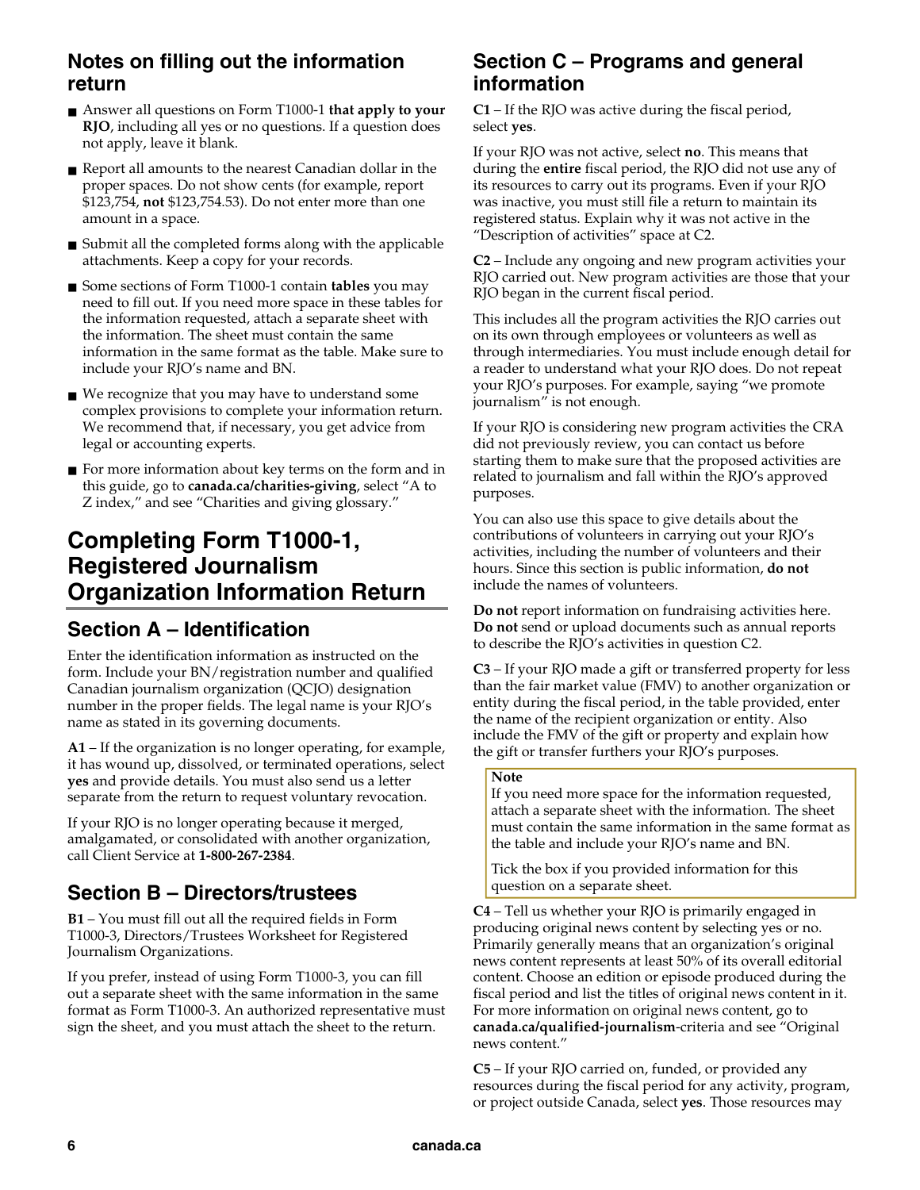## Notes on filling out the information return

- Answer all questions on Form T1000-1 **that apply to your RJO**, including all yes or no questions. If a question does not apply, leave it blank.
- Report all amounts to the nearest Canadian dollar in the proper spaces. Do not show cents (for example, report $123,754, **not** $123,754.53). Do not enter more than one amount in a space.
- Submit all the completed forms along with the applicable attachments. Keep a copy for your records.
- Some sections of Form T1000-1 contain **tables** you may need to fill out. If you need more space in these tables for the information requested, attach a separate sheet with the information. The sheet must contain the same information in the same format as the table. Make sure to include your RJO's name and BN.
- We recognize that you may have to understand some complex provisions to complete your information return. We recommend that, if necessary, you get advice from legal or accounting experts.
- For more information about key terms on the form and in this guide, go to **canada.ca/charities-giving**, select "A to Z index," and see "Charities and giving glossary."

# Completing Form T1000-1, Registered Journalism Organization Information Return

## Section A – Identification

Enter the identification information as instructed on the form. Include your BN/registration number and qualified Canadian journalism organization (QCJO) designation number in the proper fields. The legal name is your RJO's name as stated in its governing documents.

**A1** – If the organization is no longer operating, for example, it has wound up, dissolved, or terminated operations, select **yes** and provide details. You must also send us a letter separate from the return to request voluntary revocation.

If your RJO is no longer operating because it merged, amalgamated, or consolidated with another organization, call Client Service at **1-800-267-2384**.

## Section B – Directors/trustees

**B1** – You must fill out all the required fields in Form T1000-3, Directors/Trustees Worksheet for Registered Journalism Organizations.

If you prefer, instead of using Form T1000-3, you can fill out a separate sheet with the same information in the same format as Form T1000-3. An authorized representative must sign the sheet, and you must attach the sheet to the return.

## Section C – Programs and general information

**C1** – If the RJO was active during the fiscal period, select **yes**.

If your RJO was not active, select **no**. This means that during the **entire** fiscal period, the RJO did not use any of its resources to carry out its programs. Even if your RJO was inactive, you must still file a return to maintain its registered status. Explain why it was not active in the "Description of activities" space at C2.

**C2** – Include any ongoing and new program activities your RJO carried out. New program activities are those that your RJO began in the current fiscal period.

This includes all the program activities the RJO carries out on its own through employees or volunteers as well as through intermediaries. You must include enough detail for a reader to understand what your RJO does. Do not repeat your RJO's purposes. For example, saying "we promote journalism" is not enough.

If your RJO is considering new program activities the CRA did not previously review, you can contact us before starting them to make sure that the proposed activities are related to journalism and fall within the RJO's approved purposes.

You can also use this space to give details about the contributions of volunteers in carrying out your RJO's activities, including the number of volunteers and their hours. Since this section is public information, **do not** include the names of volunteers.

**Do not** report information on fundraising activities here. **Do not** send or upload documents such as annual reports to describe the RJO's activities in question C2.

**C3** – If your RJO made a gift or transferred property for less than the fair market value (FMV) to another organization or entity during the fiscal period, in the table provided, enter the name of the recipient organization or entity. Also include the FMV of the gift or property and explain how the gift or transfer furthers your RJO's purposes.

> **Note**
>
> If you need more space for the information requested, attach a separate sheet with the information. The sheet must contain the same information in the same format as the table and include your RJO's name and BN.
>
> Tick the box if you provided information for this question on a separate sheet.

**C4** – Tell us whether your RJO is primarily engaged in producing original news content by selecting yes or no. Primarily generally means that an organization's original news content represents at least 50% of its overall editorial content. Choose an edition or episode produced during the fiscal period and list the titles of original news content in it. For more information on original news content, go to **canada.ca/qualified-journalism**-criteria and see "Original news content."

**C5** – If your RJO carried on, funded, or provided any resources during the fiscal period for any activity, program, or project outside Canada, select **yes**. Those resources may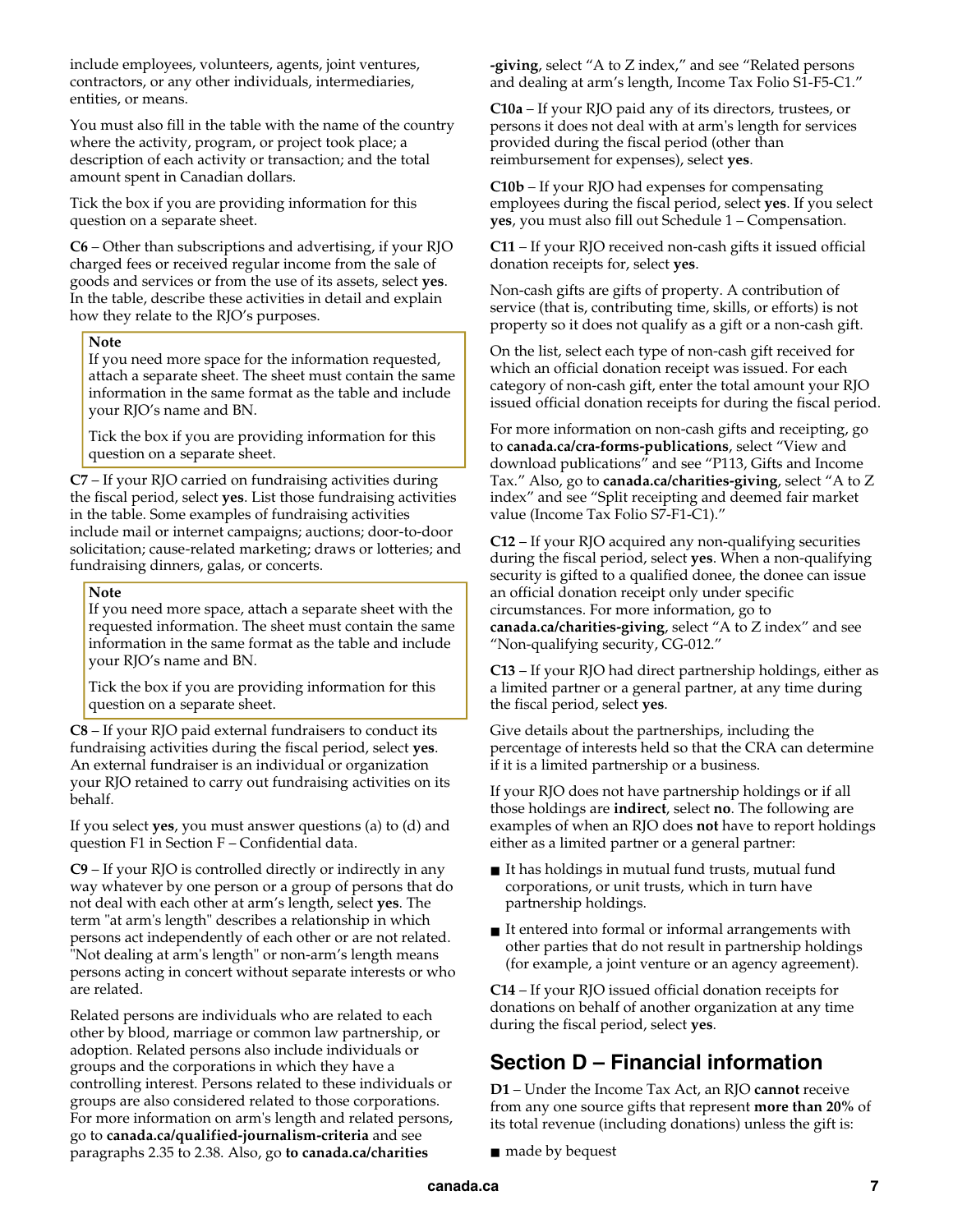include employees, volunteers, agents, joint ventures, contractors, or any other individuals, intermediaries, entities, or means.

You must also fill in the table with the name of the country where the activity, program, or project took place; a description of each activity or transaction; and the total amount spent in Canadian dollars.

Tick the box if you are providing information for this question on a separate sheet.

**C6** – Other than subscriptions and advertising, if your RJO charged fees or received regular income from the sale of goods and services or from the use of its assets, select **yes**. In the table, describe these activities in detail and explain how they relate to the RJO's purposes.

> **Note**
> If you need more space for the information requested, attach a separate sheet. The sheet must contain the same information in the same format as the table and include your RJO's name and BN.
>
> Tick the box if you are providing information for this question on a separate sheet.

**C7** – If your RJO carried on fundraising activities during the fiscal period, select **yes**. List those fundraising activities in the table. Some examples of fundraising activities include mail or internet campaigns; auctions; door-to-door solicitation; cause-related marketing; draws or lotteries; and fundraising dinners, galas, or concerts.

> **Note**
> If you need more space, attach a separate sheet with the requested information. The sheet must contain the same information in the same format as the table and include your RJO's name and BN.
>
> Tick the box if you are providing information for this question on a separate sheet.

**C8** – If your RJO paid external fundraisers to conduct its fundraising activities during the fiscal period, select **yes**. An external fundraiser is an individual or organization your RJO retained to carry out fundraising activities on its behalf.

If you select **yes**, you must answer questions (a) to (d) and question F1 in Section F – Confidential data.

**C9** – If your RJO is controlled directly or indirectly in any way whatever by one person or a group of persons that do not deal with each other at arm's length, select **yes**. The term "at arm's length" describes a relationship in which persons act independently of each other or are not related. "Not dealing at arm's length" or non-arm's length means persons acting in concert without separate interests or who are related.

Related persons are individuals who are related to each other by blood, marriage or common law partnership, or adoption. Related persons also include individuals or groups and the corporations in which they have a controlling interest. Persons related to these individuals or groups are also considered related to those corporations. For more information on arm's length and related persons, go to **canada.ca/qualified-journalism-criteria** and see paragraphs 2.35 to 2.38. Also, go **to canada.ca/charities-giving**, select "A to Z index," and see "Related persons and dealing at arm's length, Income Tax Folio S1-F5-C1."

**C10a** – If your RJO paid any of its directors, trustees, or persons it does not deal with at arm's length for services provided during the fiscal period (other than reimbursement for expenses), select **yes**.

**C10b** – If your RJO had expenses for compensating employees during the fiscal period, select **yes**. If you select **yes**, you must also fill out Schedule 1 – Compensation.

**C11** – If your RJO received non-cash gifts it issued official donation receipts for, select **yes**.

Non-cash gifts are gifts of property. A contribution of service (that is, contributing time, skills, or efforts) is not property so it does not qualify as a gift or a non-cash gift.

On the list, select each type of non-cash gift received for which an official donation receipt was issued. For each category of non-cash gift, enter the total amount your RJO issued official donation receipts for during the fiscal period.

For more information on non-cash gifts and receipting, go to **canada.ca/cra-forms-publications**, select "View and download publications" and see "P113, Gifts and Income Tax." Also, go to **canada.ca/charities-giving**, select "A to Z index" and see "Split receipting and deemed fair market value (Income Tax Folio S7-F1-C1)."

**C12** – If your RJO acquired any non-qualifying securities during the fiscal period, select **yes**. When a non-qualifying security is gifted to a qualified donee, the donee can issue an official donation receipt only under specific circumstances. For more information, go to **canada.ca/charities-giving**, select "A to Z index" and see "Non-qualifying security, CG-012."

**C13** – If your RJO had direct partnership holdings, either as a limited partner or a general partner, at any time during the fiscal period, select **yes**.

Give details about the partnerships, including the percentage of interests held so that the CRA can determine if it is a limited partnership or a business.

If your RJO does not have partnership holdings or if all those holdings are **indirect**, select **no**. The following are examples of when an RJO does **not** have to report holdings either as a limited partner or a general partner:

- It has holdings in mutual fund trusts, mutual fund corporations, or unit trusts, which in turn have partnership holdings.
- It entered into formal or informal arrangements with other parties that do not result in partnership holdings (for example, a joint venture or an agency agreement).

**C14** – If your RJO issued official donation receipts for donations on behalf of another organization at any time during the fiscal period, select **yes**.

## Section D – Financial information

**D1** – Under the Income Tax Act, an RJO **cannot** receive from any one source gifts that represent **more than 20%** of its total revenue (including donations) unless the gift is:

- made by bequest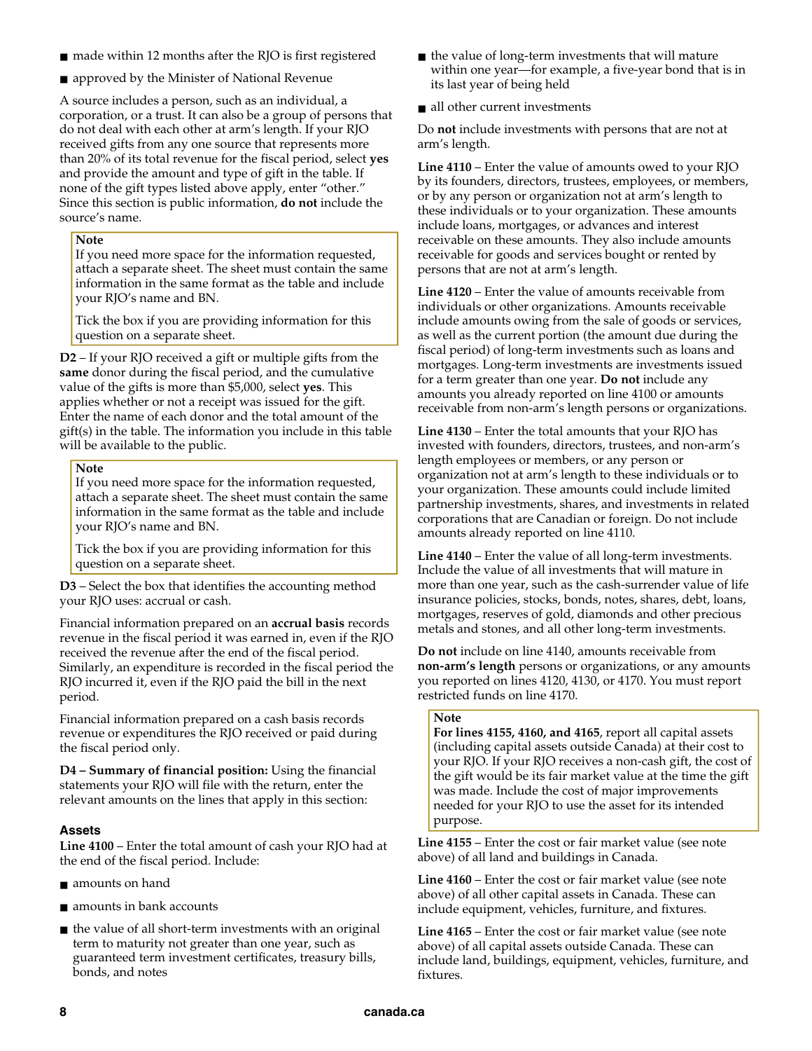- made within 12 months after the RJO is first registered
- approved by the Minister of National Revenue

A source includes a person, such as an individual, a corporation, or a trust. It can also be a group of persons that do not deal with each other at arm's length. If your RJO received gifts from any one source that represents more than 20% of its total revenue for the fiscal period, select **yes** and provide the amount and type of gift in the table. If none of the gift types listed above apply, enter "other." Since this section is public information, **do not** include the source's name.

> **Note**
> If you need more space for the information requested, attach a separate sheet. The sheet must contain the same information in the same format as the table and include your RJO's name and BN.
>
> Tick the box if you are providing information for this question on a separate sheet.

**D2** – If your RJO received a gift or multiple gifts from the **same** donor during the fiscal period, and the cumulative value of the gifts is more than $5,000, select **yes**. This applies whether or not a receipt was issued for the gift. Enter the name of each donor and the total amount of the gift(s) in the table. The information you include in this table will be available to the public.

> **Note**
> If you need more space for the information requested, attach a separate sheet. The sheet must contain the same information in the same format as the table and include your RJO's name and BN.
>
> Tick the box if you are providing information for this question on a separate sheet.

**D3** – Select the box that identifies the accounting method your RJO uses: accrual or cash.

Financial information prepared on an **accrual basis** records revenue in the fiscal period it was earned in, even if the RJO received the revenue after the end of the fiscal period. Similarly, an expenditure is recorded in the fiscal period the RJO incurred it, even if the RJO paid the bill in the next period.

Financial information prepared on a cash basis records revenue or expenditures the RJO received or paid during the fiscal period only.

**D4 – Summary of financial position:** Using the financial statements your RJO will file with the return, enter the relevant amounts on the lines that apply in this section:

### Assets

**Line 4100** – Enter the total amount of cash your RJO had at the end of the fiscal period. Include:

- amounts on hand
- amounts in bank accounts
- the value of all short-term investments with an original term to maturity not greater than one year, such as guaranteed term investment certificates, treasury bills, bonds, and notes
- the value of long-term investments that will mature within one year—for example, a five-year bond that is in its last year of being held
- all other current investments

Do **not** include investments with persons that are not at arm's length.

**Line 4110** – Enter the value of amounts owed to your RJO by its founders, directors, trustees, employees, or members, or by any person or organization not at arm's length to these individuals or to your organization. These amounts include loans, mortgages, or advances and interest receivable on these amounts. They also include amounts receivable for goods and services bought or rented by persons that are not at arm's length.

**Line 4120** – Enter the value of amounts receivable from individuals or other organizations. Amounts receivable include amounts owing from the sale of goods or services, as well as the current portion (the amount due during the fiscal period) of long-term investments such as loans and mortgages. Long-term investments are investments issued for a term greater than one year. **Do not** include any amounts you already reported on line 4100 or amounts receivable from non-arm's length persons or organizations.

**Line 4130** – Enter the total amounts that your RJO has invested with founders, directors, trustees, and non-arm's length employees or members, or any person or organization not at arm's length to these individuals or to your organization. These amounts could include limited partnership investments, shares, and investments in related corporations that are Canadian or foreign. Do not include amounts already reported on line 4110.

**Line 4140** – Enter the value of all long-term investments. Include the value of all investments that will mature in more than one year, such as the cash-surrender value of life insurance policies, stocks, bonds, notes, shares, debt, loans, mortgages, reserves of gold, diamonds and other precious metals and stones, and all other long-term investments.

**Do not** include on line 4140, amounts receivable from **non-arm's length** persons or organizations, or any amounts you reported on lines 4120, 4130, or 4170. You must report restricted funds on line 4170.

> **Note**
> **For lines 4155, 4160, and 4165**, report all capital assets (including capital assets outside Canada) at their cost to your RJO. If your RJO receives a non-cash gift, the cost of the gift would be its fair market value at the time the gift was made. Include the cost of major improvements needed for your RJO to use the asset for its intended purpose.

**Line 4155** – Enter the cost or fair market value (see note above) of all land and buildings in Canada.

**Line 4160** – Enter the cost or fair market value (see note above) of all other capital assets in Canada. These can include equipment, vehicles, furniture, and fixtures.

**Line 4165** – Enter the cost or fair market value (see note above) of all capital assets outside Canada. These can include land, buildings, equipment, vehicles, furniture, and fixtures.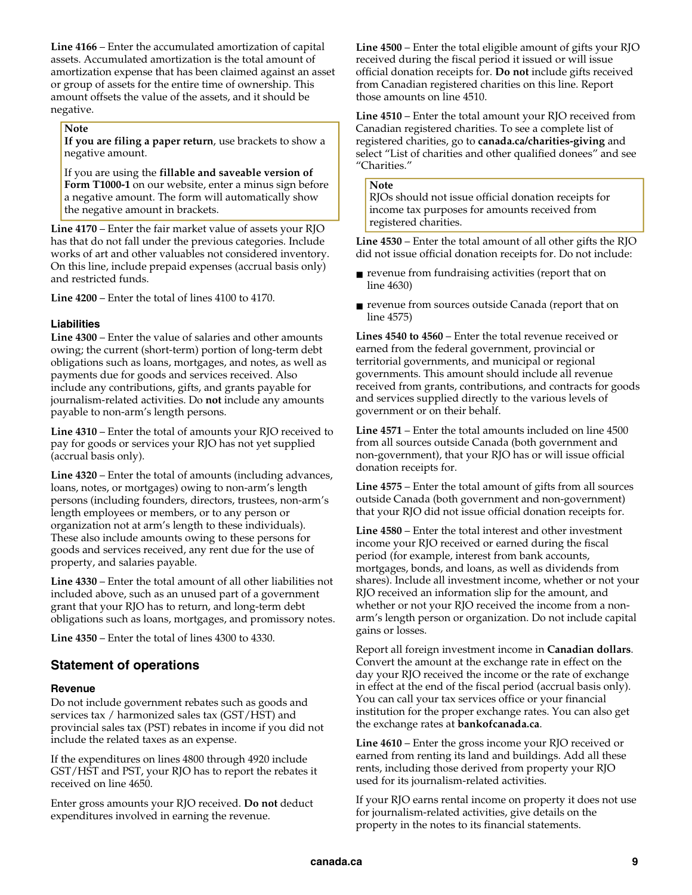**Line 4166** – Enter the accumulated amortization of capital assets. Accumulated amortization is the total amount of amortization expense that has been claimed against an asset or group of assets for the entire time of ownership. This amount offsets the value of the assets, and it should be negative.

> **Note**
> **If you are filing a paper return**, use brackets to show a negative amount.
>
> If you are using the **fillable and saveable version of Form T1000-1** on our website, enter a minus sign before a negative amount. The form will automatically show the negative amount in brackets.

**Line 4170** – Enter the fair market value of assets your RJO has that do not fall under the previous categories. Include works of art and other valuables not considered inventory. On this line, include prepaid expenses (accrual basis only) and restricted funds.

**Line 4200** – Enter the total of lines 4100 to 4170.

### Liabilities

**Line 4300** – Enter the value of salaries and other amounts owing; the current (short-term) portion of long-term debt obligations such as loans, mortgages, and notes, as well as payments due for goods and services received. Also include any contributions, gifts, and grants payable for journalism-related activities. Do **not** include any amounts payable to non-arm's length persons.

**Line 4310** – Enter the total of amounts your RJO received to pay for goods or services your RJO has not yet supplied (accrual basis only).

**Line 4320** – Enter the total of amounts (including advances, loans, notes, or mortgages) owing to non-arm's length persons (including founders, directors, trustees, non-arm's length employees or members, or to any person or organization not at arm's length to these individuals). These also include amounts owing to these persons for goods and services received, any rent due for the use of property, and salaries payable.

**Line 4330** – Enter the total amount of all other liabilities not included above, such as an unused part of a government grant that your RJO has to return, and long-term debt obligations such as loans, mortgages, and promissory notes.

**Line 4350** – Enter the total of lines 4300 to 4330.

## Statement of operations

### Revenue

Do not include government rebates such as goods and services tax / harmonized sales tax (GST/HST) and provincial sales tax (PST) rebates in income if you did not include the related taxes as an expense.

If the expenditures on lines 4800 through 4920 include GST/HST and PST, your RJO has to report the rebates it received on line 4650.

Enter gross amounts your RJO received. **Do not** deduct expenditures involved in earning the revenue.

**Line 4500** – Enter the total eligible amount of gifts your RJO received during the fiscal period it issued or will issue official donation receipts for. **Do not** include gifts received from Canadian registered charities on this line. Report those amounts on line 4510.

**Line 4510** – Enter the total amount your RJO received from Canadian registered charities. To see a complete list of registered charities, go to **canada.ca/charities-giving** and select "List of charities and other qualified donees" and see "Charities."

> **Note**
> RJOs should not issue official donation receipts for income tax purposes for amounts received from registered charities.

**Line 4530** – Enter the total amount of all other gifts the RJO did not issue official donation receipts for. Do not include:

- revenue from fundraising activities (report that on line 4630)
- revenue from sources outside Canada (report that on line 4575)

**Lines 4540 to 4560** – Enter the total revenue received or earned from the federal government, provincial or territorial governments, and municipal or regional governments. This amount should include all revenue received from grants, contributions, and contracts for goods and services supplied directly to the various levels of government or on their behalf.

**Line 4571** – Enter the total amounts included on line 4500 from all sources outside Canada (both government and non-government), that your RJO has or will issue official donation receipts for.

**Line 4575** – Enter the total amount of gifts from all sources outside Canada (both government and non-government) that your RJO did not issue official donation receipts for.

**Line 4580** – Enter the total interest and other investment income your RJO received or earned during the fiscal period (for example, interest from bank accounts, mortgages, bonds, and loans, as well as dividends from shares). Include all investment income, whether or not your RJO received an information slip for the amount, and whether or not your RJO received the income from a non-arm's length person or organization. Do not include capital gains or losses.

Report all foreign investment income in **Canadian dollars**. Convert the amount at the exchange rate in effect on the day your RJO received the income or the rate of exchange in effect at the end of the fiscal period (accrual basis only). You can call your tax services office or your financial institution for the proper exchange rates. You can also get the exchange rates at **bankofcanada.ca**.

**Line 4610** – Enter the gross income your RJO received or earned from renting its land and buildings. Add all these rents, including those derived from property your RJO used for its journalism-related activities.

If your RJO earns rental income on property it does not use for journalism-related activities, give details on the property in the notes to its financial statements.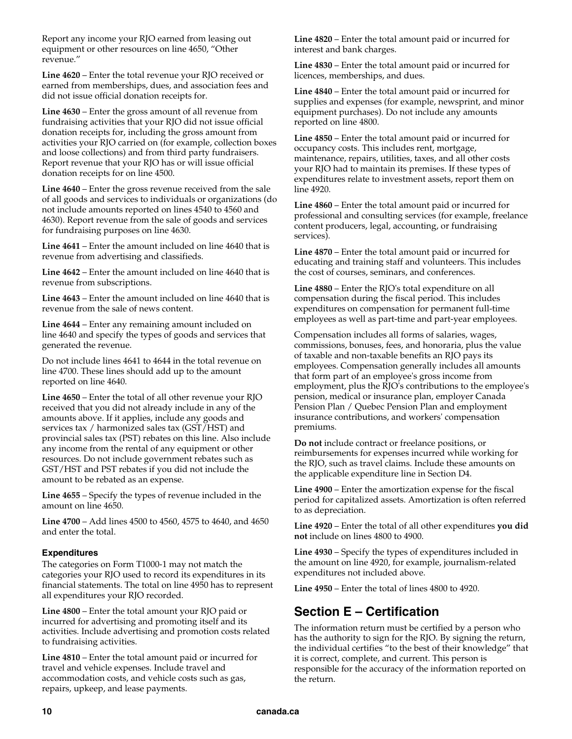Report any income your RJO earned from leasing out equipment or other resources on line 4650, "Other revenue."

**Line 4620** – Enter the total revenue your RJO received or earned from memberships, dues, and association fees and did not issue official donation receipts for.

**Line 4630** – Enter the gross amount of all revenue from fundraising activities that your RJO did not issue official donation receipts for, including the gross amount from activities your RJO carried on (for example, collection boxes and loose collections) and from third party fundraisers. Report revenue that your RJO has or will issue official donation receipts for on line 4500.

**Line 4640** – Enter the gross revenue received from the sale of all goods and services to individuals or organizations (do not include amounts reported on lines 4540 to 4560 and 4630). Report revenue from the sale of goods and services for fundraising purposes on line 4630.

**Line 4641** – Enter the amount included on line 4640 that is revenue from advertising and classifieds.

**Line 4642** – Enter the amount included on line 4640 that is revenue from subscriptions.

**Line 4643** – Enter the amount included on line 4640 that is revenue from the sale of news content.

**Line 4644** – Enter any remaining amount included on line 4640 and specify the types of goods and services that generated the revenue.

Do not include lines 4641 to 4644 in the total revenue on line 4700. These lines should add up to the amount reported on line 4640.

**Line 4650** – Enter the total of all other revenue your RJO received that you did not already include in any of the amounts above. If it applies, include any goods and services tax / harmonized sales tax (GST/HST) and provincial sales tax (PST) rebates on this line. Also include any income from the rental of any equipment or other resources. Do not include government rebates such as GST/HST and PST rebates if you did not include the amount to be rebated as an expense.

**Line 4655** – Specify the types of revenue included in the amount on line 4650.

**Line 4700** – Add lines 4500 to 4560, 4575 to 4640, and 4650 and enter the total.

### Expenditures

The categories on Form T1000-1 may not match the categories your RJO used to record its expenditures in its financial statements. The total on line 4950 has to represent all expenditures your RJO recorded.

**Line 4800** – Enter the total amount your RJO paid or incurred for advertising and promoting itself and its activities. Include advertising and promotion costs related to fundraising activities.

**Line 4810** – Enter the total amount paid or incurred for travel and vehicle expenses. Include travel and accommodation costs, and vehicle costs such as gas, repairs, upkeep, and lease payments.

**Line 4820** – Enter the total amount paid or incurred for interest and bank charges.

**Line 4830** – Enter the total amount paid or incurred for licences, memberships, and dues.

**Line 4840** – Enter the total amount paid or incurred for supplies and expenses (for example, newsprint, and minor equipment purchases). Do not include any amounts reported on line 4800.

**Line 4850** – Enter the total amount paid or incurred for occupancy costs. This includes rent, mortgage, maintenance, repairs, utilities, taxes, and all other costs your RJO had to maintain its premises. If these types of expenditures relate to investment assets, report them on line 4920.

**Line 4860** – Enter the total amount paid or incurred for professional and consulting services (for example, freelance content producers, legal, accounting, or fundraising services).

**Line 4870** – Enter the total amount paid or incurred for educating and training staff and volunteers. This includes the cost of courses, seminars, and conferences.

**Line 4880** – Enter the RJO's total expenditure on all compensation during the fiscal period. This includes expenditures on compensation for permanent full-time employees as well as part-time and part-year employees.

Compensation includes all forms of salaries, wages, commissions, bonuses, fees, and honoraria, plus the value of taxable and non-taxable benefits an RJO pays its employees. Compensation generally includes all amounts that form part of an employee's gross income from employment, plus the RJO's contributions to the employee's pension, medical or insurance plan, employer Canada Pension Plan / Quebec Pension Plan and employment insurance contributions, and workers' compensation premiums.

**Do not** include contract or freelance positions, or reimbursements for expenses incurred while working for the RJO, such as travel claims. Include these amounts on the applicable expenditure line in Section D4.

**Line 4900** – Enter the amortization expense for the fiscal period for capitalized assets. Amortization is often referred to as depreciation.

**Line 4920** – Enter the total of all other expenditures **you did not** include on lines 4800 to 4900.

**Line 4930** – Specify the types of expenditures included in the amount on line 4920, for example, journalism-related expenditures not included above.

**Line 4950** – Enter the total of lines 4800 to 4920.

## Section E – Certification

The information return must be certified by a person who has the authority to sign for the RJO. By signing the return, the individual certifies "to the best of their knowledge" that it is correct, complete, and current. This person is responsible for the accuracy of the information reported on the return.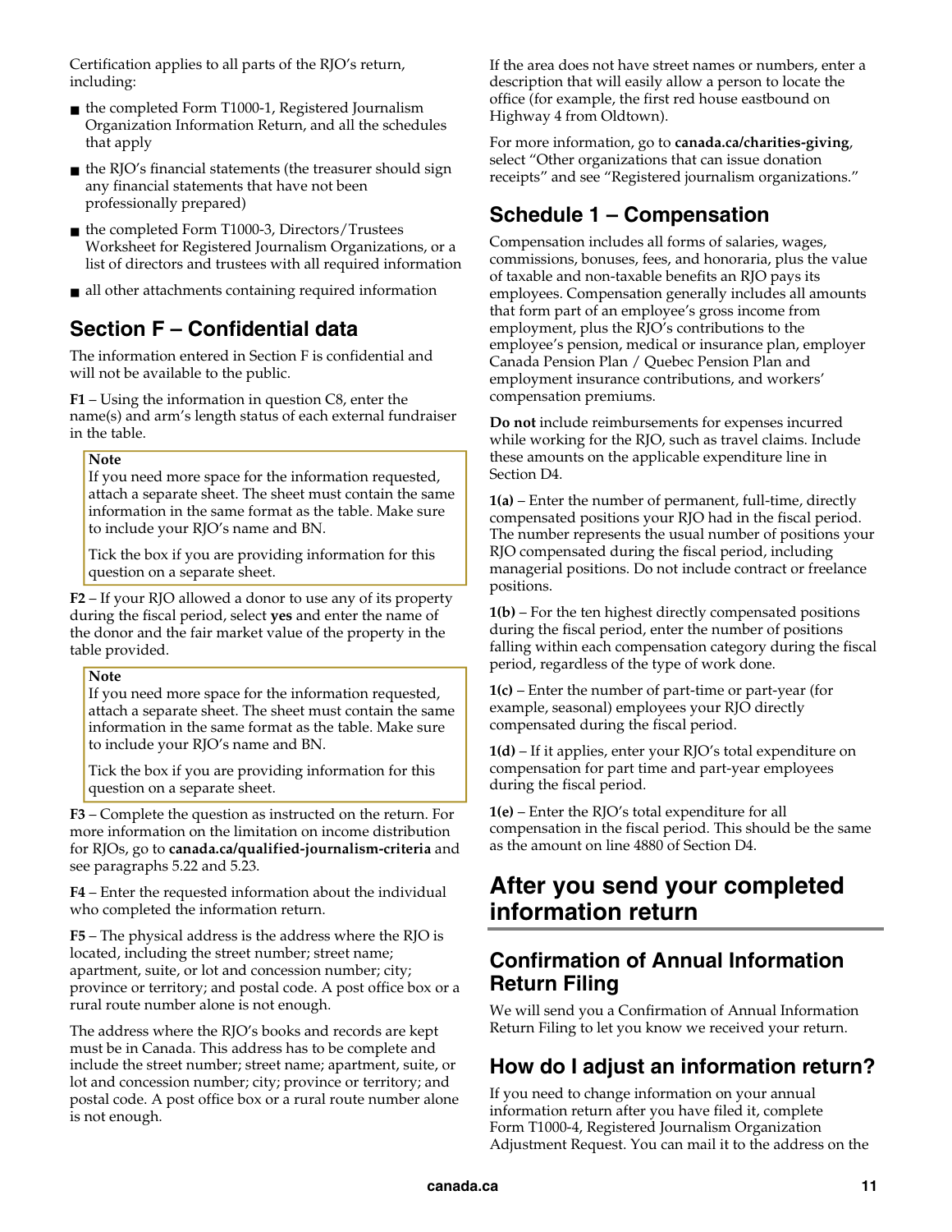Certification applies to all parts of the RJO's return, including:

- the completed Form T1000-1, Registered Journalism Organization Information Return, and all the schedules that apply
- the RJO's financial statements (the treasurer should sign any financial statements that have not been professionally prepared)
- the completed Form T1000-3, Directors/Trustees Worksheet for Registered Journalism Organizations, or a list of directors and trustees with all required information
- all other attachments containing required information

## Section F – Confidential data

The information entered in Section F is confidential and will not be available to the public.

**F1** – Using the information in question C8, enter the name(s) and arm's length status of each external fundraiser in the table.

> **Note**
> If you need more space for the information requested, attach a separate sheet. The sheet must contain the same information in the same format as the table. Make sure to include your RJO's name and BN.
>
> Tick the box if you are providing information for this question on a separate sheet.

**F2** – If your RJO allowed a donor to use any of its property during the fiscal period, select **yes** and enter the name of the donor and the fair market value of the property in the table provided.

> **Note**
> If you need more space for the information requested, attach a separate sheet. The sheet must contain the same information in the same format as the table. Make sure to include your RJO's name and BN.
>
> Tick the box if you are providing information for this question on a separate sheet.

**F3** – Complete the question as instructed on the return. For more information on the limitation on income distribution for RJOs, go to **canada.ca/qualified-journalism-criteria** and see paragraphs 5.22 and 5.23.

**F4** – Enter the requested information about the individual who completed the information return.

**F5** – The physical address is the address where the RJO is located, including the street number; street name; apartment, suite, or lot and concession number; city; province or territory; and postal code. A post office box or a rural route number alone is not enough.

The address where the RJO's books and records are kept must be in Canada. This address has to be complete and include the street number; street name; apartment, suite, or lot and concession number; city; province or territory; and postal code. A post office box or a rural route number alone is not enough.

If the area does not have street names or numbers, enter a description that will easily allow a person to locate the office (for example, the first red house eastbound on Highway 4 from Oldtown).

For more information, go to **canada.ca/charities-giving**, select "Other organizations that can issue donation receipts" and see "Registered journalism organizations."

## Schedule 1 – Compensation

Compensation includes all forms of salaries, wages, commissions, bonuses, fees, and honoraria, plus the value of taxable and non-taxable benefits an RJO pays its employees. Compensation generally includes all amounts that form part of an employee's gross income from employment, plus the RJO's contributions to the employee's pension, medical or insurance plan, employer Canada Pension Plan / Quebec Pension Plan and employment insurance contributions, and workers' compensation premiums.

**Do not** include reimbursements for expenses incurred while working for the RJO, such as travel claims. Include these amounts on the applicable expenditure line in Section D4.

**1(a)** – Enter the number of permanent, full-time, directly compensated positions your RJO had in the fiscal period. The number represents the usual number of positions your RJO compensated during the fiscal period, including managerial positions. Do not include contract or freelance positions.

**1(b)** – For the ten highest directly compensated positions during the fiscal period, enter the number of positions falling within each compensation category during the fiscal period, regardless of the type of work done.

**1(c)** – Enter the number of part-time or part-year (for example, seasonal) employees your RJO directly compensated during the fiscal period.

**1(d)** – If it applies, enter your RJO's total expenditure on compensation for part time and part-year employees during the fiscal period.

**1(e)** – Enter the RJO's total expenditure for all compensation in the fiscal period. This should be the same as the amount on line 4880 of Section D4.

# After you send your completed information return

## Confirmation of Annual Information Return Filing

We will send you a Confirmation of Annual Information Return Filing to let you know we received your return.

## How do I adjust an information return?

If you need to change information on your annual information return after you have filed it, complete Form T1000-4, Registered Journalism Organization Adjustment Request. You can mail it to the address on the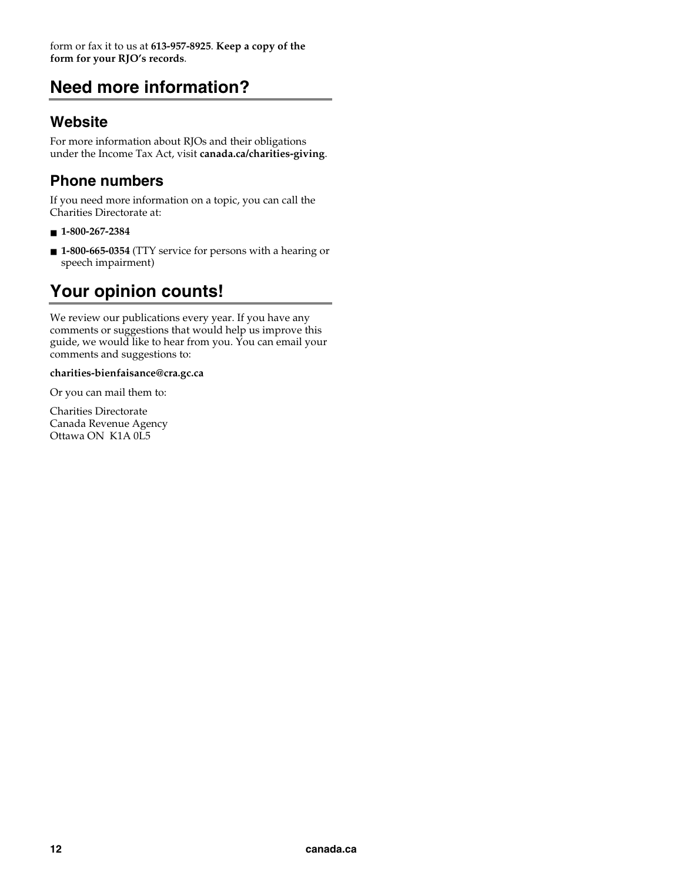form or fax it to us at **613-957-8925**. **Keep a copy of the form for your RJO's records**.

# Need more information?

## Website

For more information about RJOs and their obligations under the Income Tax Act, visit **canada.ca/charities-giving**.

## Phone numbers

If you need more information on a topic, you can call the Charities Directorate at:

- **1-800-267-2384**
- **1-800-665-0354** (TTY service for persons with a hearing or speech impairment)

# Your opinion counts!

We review our publications every year. If you have any comments or suggestions that would help us improve this guide, we would like to hear from you. You can email your comments and suggestions to:

**charities-bienfaisance@cra.gc.ca**

Or you can mail them to:

Charities Directorate
Canada Revenue Agency
Ottawa ON  K1A 0L5